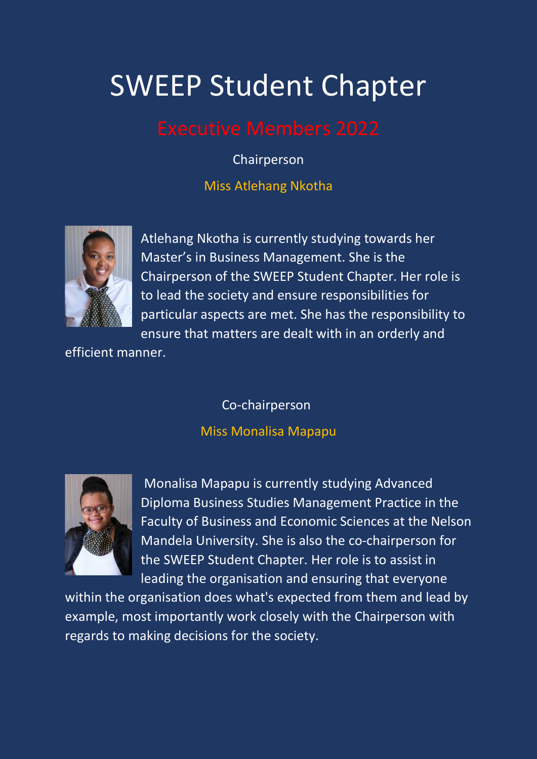# SWEEP Student Chapter

## Executive Members 2022

Chairperson

Miss Atlehang Nkotha

Atlehang Nkotha is currently studying towards her Master's in Business Management. She is the Chairperson of the SWEEP Student Chapter. Her role is to lead the society and ensure responsibilities for particular aspects are met. She has the responsibility to ensure that matters are dealt with in an orderly and efficient manner.

Co-chairperson

Miss Monalisa Mapapu

Monalisa Mapapu is currently studying Advanced Diploma Business Studies Management Practice in the Faculty of Business and Economic Sciences at the Nelson Mandela University. She is also the co-chairperson for the SWEEP Student Chapter. Her role is to assist in leading the organisation and ensuring that everyone within the organisation does what's expected from them and lead by example, most importantly work closely with the Chairperson with regards to making decisions for the society.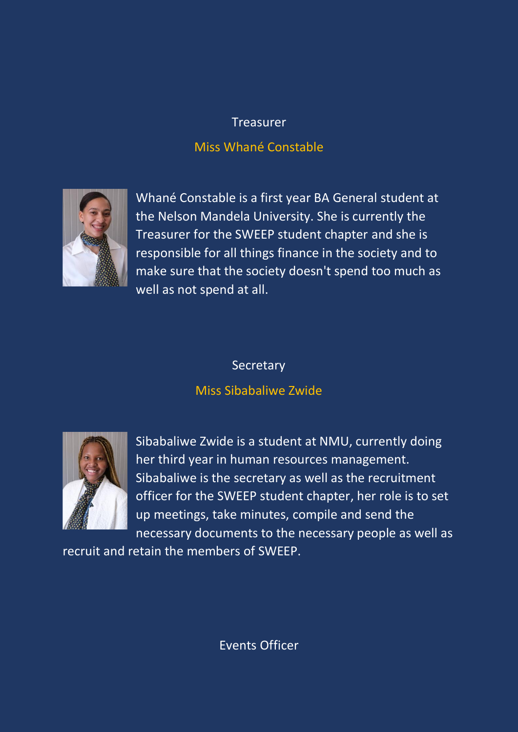## Treasurer

### Miss Whané Constable

Whané Constable is a first year BA General student at the Nelson Mandela University. She is currently the Treasurer for the SWEEP student chapter and she is responsible for all things finance in the society and to make sure that the society doesn't spend too much as well as not spend at all.

## Secretary

### Miss Sibabaliwe Zwide

Sibabaliwe Zwide is a student at NMU, currently doing her third year in human resources management. Sibabaliwe is the secretary as well as the recruitment officer for the SWEEP student chapter, her role is to set up meetings, take minutes, compile and send the necessary documents to the necessary people as well as recruit and retain the members of SWEEP.

## Events Officer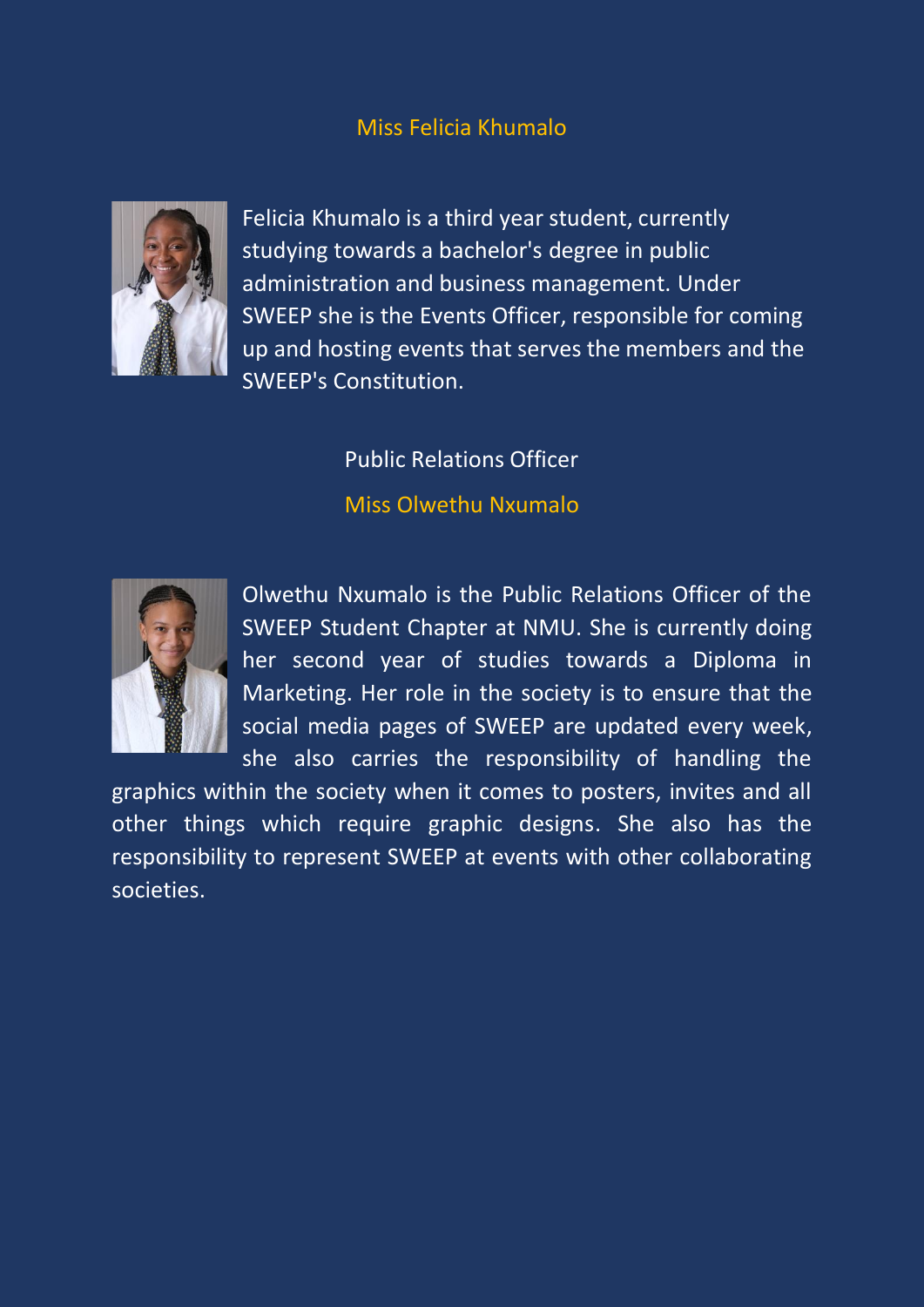## Miss Felicia Khumalo

Felicia Khumalo is a third year student, currently studying towards a bachelor's degree in public administration and business management. Under SWEEP she is the Events Officer, responsible for coming up and hosting events that serves the members and the SWEEP's Constitution.

### Public Relations Officer

## Miss Olwethu Nxumalo

Olwethu Nxumalo is the Public Relations Officer of the SWEEP Student Chapter at NMU. She is currently doing her second year of studies towards a Diploma in Marketing. Her role in the society is to ensure that the social media pages of SWEEP are updated every week, she also carries the responsibility of handling the graphics within the society when it comes to posters, invites and all other things which require graphic designs. She also has the responsibility to represent SWEEP at events with other collaborating societies.